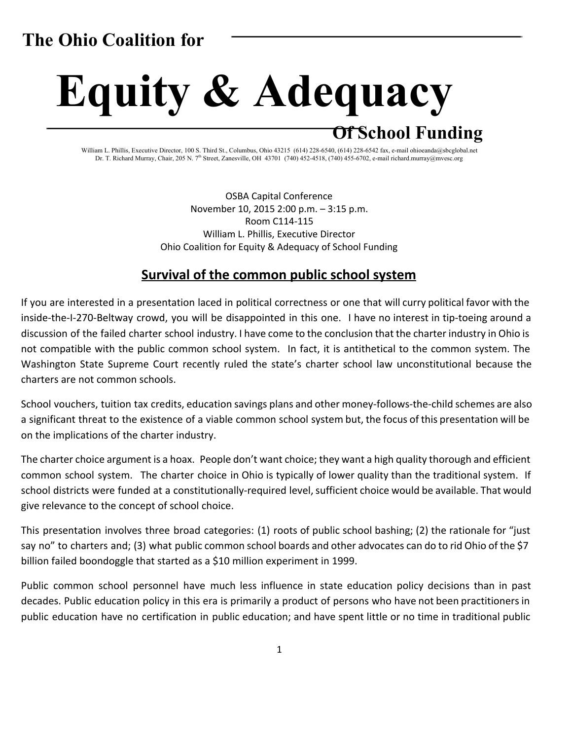# The Ohio Coalition for Equity & Adequacy Of School Funding

William L. Phillis, Executive Director, 100 S. Third St., Columbus, Ohio 43215 (614) 228-6540, (614) 228-6542 fax, e-mail ohioeanda@sbcglobal.net
Dr. T. Richard Murray, Chair, 205 N. 7th Street, Zanesville, OH 43701 (740) 452-4518, (740) 455-6702, e-mail richard.murray@mvesc.org

OSBA Capital Conference
November 10, 2015 2:00 p.m. – 3:15 p.m.
Room C114-115
William L. Phillis, Executive Director
Ohio Coalition for Equity & Adequacy of School Funding

## Survival of the common public school system

If you are interested in a presentation laced in political correctness or one that will curry political favor with the inside-the-I-270-Beltway crowd, you will be disappointed in this one. I have no interest in tip-toeing around a discussion of the failed charter school industry. I have come to the conclusion that the charter industry in Ohio is not compatible with the public common school system. In fact, it is antithetical to the common system. The Washington State Supreme Court recently ruled the state's charter school law unconstitutional because the charters are not common schools.

School vouchers, tuition tax credits, education savings plans and other money-follows-the-child schemes are also a significant threat to the existence of a viable common school system but, the focus of this presentation will be on the implications of the charter industry.

The charter choice argument is a hoax. People don't want choice; they want a high quality thorough and efficient common school system. The charter choice in Ohio is typically of lower quality than the traditional system. If school districts were funded at a constitutionally-required level, sufficient choice would be available. That would give relevance to the concept of school choice.

This presentation involves three broad categories: (1) roots of public school bashing; (2) the rationale for "just say no" to charters and; (3) what public common school boards and other advocates can do to rid Ohio of the $7 billion failed boondoggle that started as a $10 million experiment in 1999.

Public common school personnel have much less influence in state education policy decisions than in past decades. Public education policy in this era is primarily a product of persons who have not been practitioners in public education have no certification in public education; and have spent little or no time in traditional public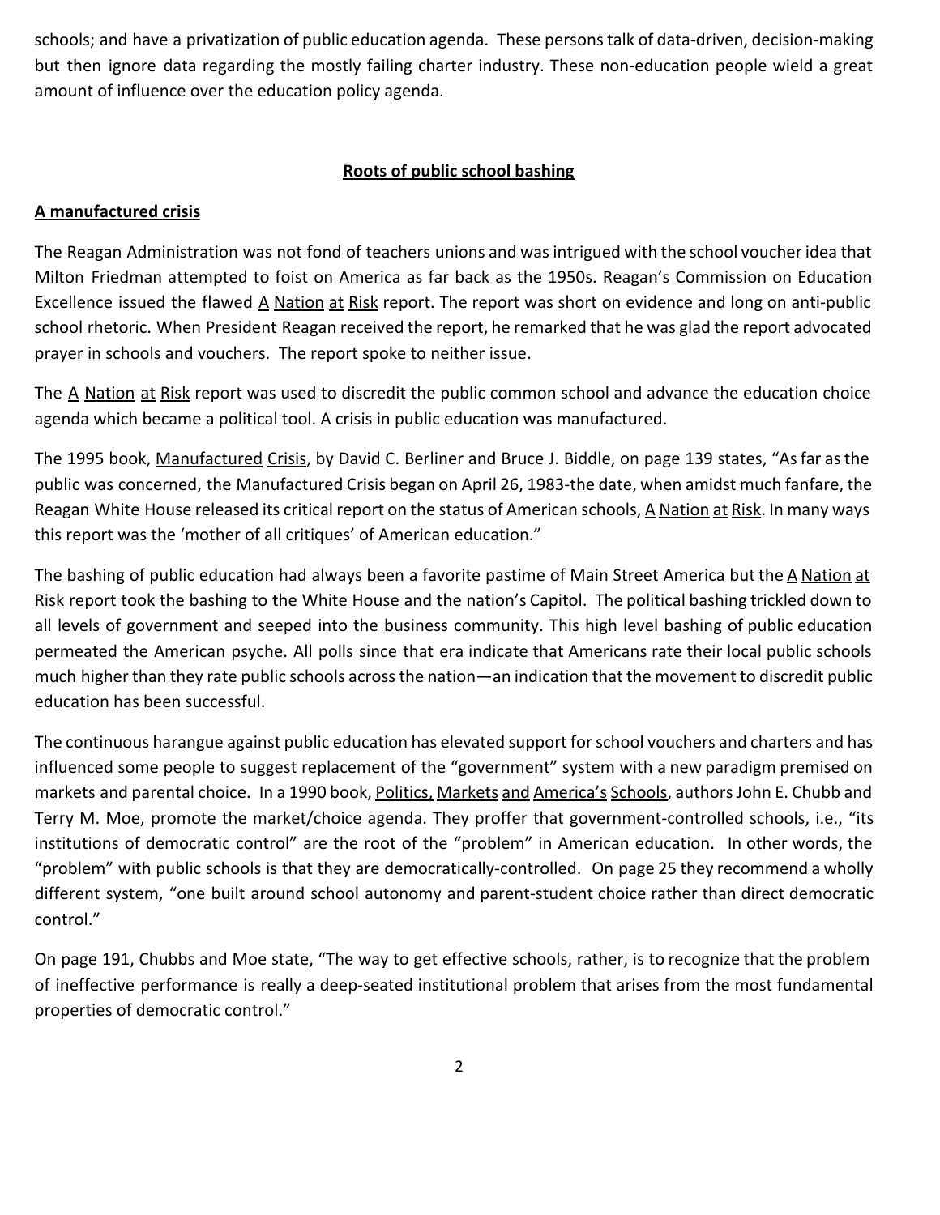schools; and have a privatization of public education agenda. These persons talk of data-driven, decision-making but then ignore data regarding the mostly failing charter industry. These non-education people wield a great amount of influence over the education policy agenda.

## Roots of public school bashing

### A manufactured crisis

The Reagan Administration was not fond of teachers unions and was intrigued with the school voucher idea that Milton Friedman attempted to foist on America as far back as the 1950s. Reagan's Commission on Education Excellence issued the flawed A Nation at Risk report. The report was short on evidence and long on anti-public school rhetoric. When President Reagan received the report, he remarked that he was glad the report advocated prayer in schools and vouchers. The report spoke to neither issue.

The A Nation at Risk report was used to discredit the public common school and advance the education choice agenda which became a political tool. A crisis in public education was manufactured.

The 1995 book, Manufactured Crisis, by David C. Berliner and Bruce J. Biddle, on page 139 states, "As far as the public was concerned, the Manufactured Crisis began on April 26, 1983-the date, when amidst much fanfare, the Reagan White House released its critical report on the status of American schools, A Nation at Risk. In many ways this report was the 'mother of all critiques' of American education."

The bashing of public education had always been a favorite pastime of Main Street America but the A Nation at Risk report took the bashing to the White House and the nation's Capitol. The political bashing trickled down to all levels of government and seeped into the business community. This high level bashing of public education permeated the American psyche. All polls since that era indicate that Americans rate their local public schools much higher than they rate public schools across the nation—an indication that the movement to discredit public education has been successful.

The continuous harangue against public education has elevated support for school vouchers and charters and has influenced some people to suggest replacement of the "government" system with a new paradigm premised on markets and parental choice. In a 1990 book, Politics, Markets and America's Schools, authors John E. Chubb and Terry M. Moe, promote the market/choice agenda. They proffer that government-controlled schools, i.e., "its institutions of democratic control" are the root of the "problem" in American education. In other words, the "problem" with public schools is that they are democratically-controlled. On page 25 they recommend a wholly different system, "one built around school autonomy and parent-student choice rather than direct democratic control."

On page 191, Chubbs and Moe state, "The way to get effective schools, rather, is to recognize that the problem of ineffective performance is really a deep-seated institutional problem that arises from the most fundamental properties of democratic control."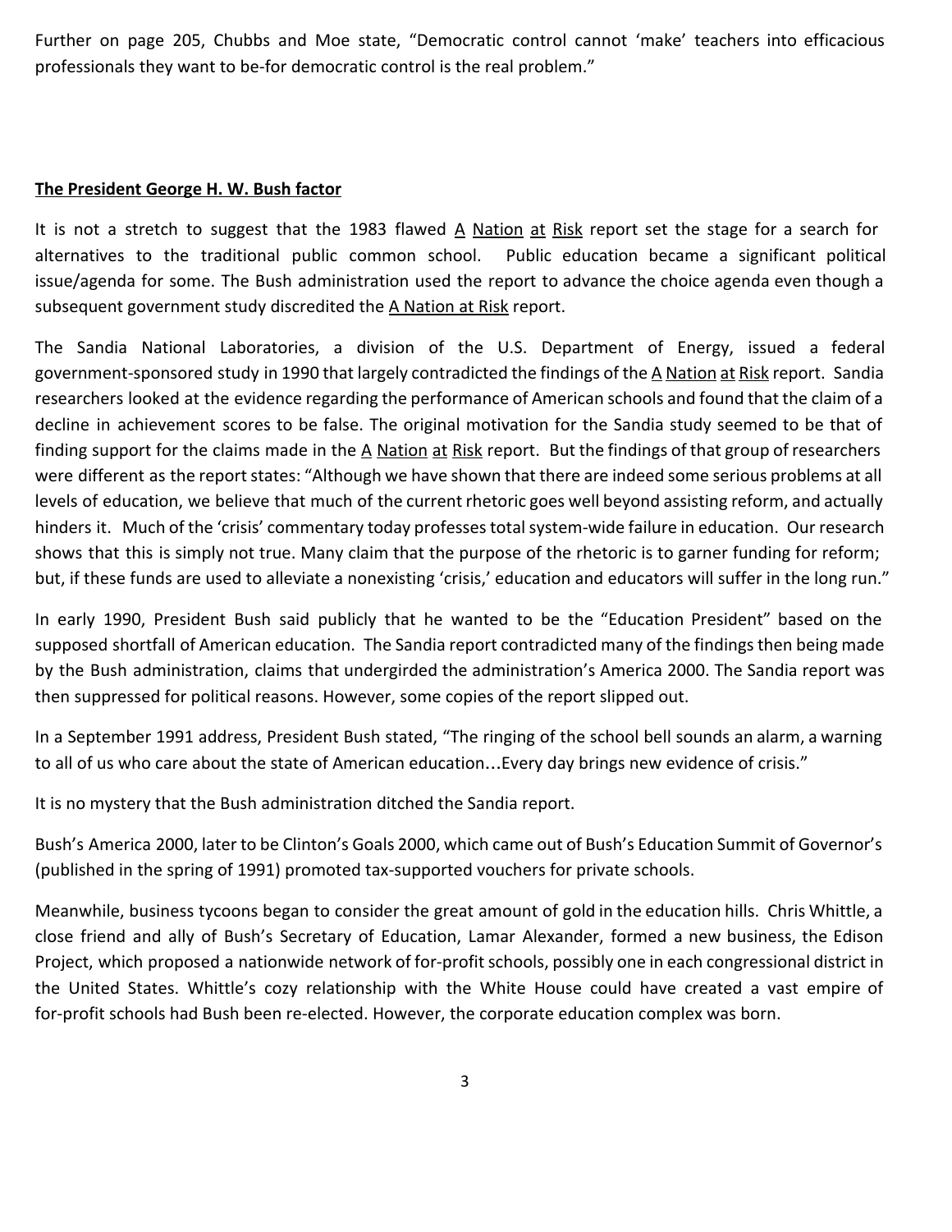Further on page 205, Chubbs and Moe state, “Democratic control cannot ‘make’ teachers into efficacious professionals they want to be-for democratic control is the real problem.”

**<u>The President George H. W. Bush factor</u>**

It is not a stretch to suggest that the 1983 flawed <u>A Nation at Risk</u> report set the stage for a search for alternatives to the traditional public common school. Public education became a significant political issue/agenda for some. The Bush administration used the report to advance the choice agenda even though a subsequent government study discredited the <u>A Nation at Risk</u> report.

The Sandia National Laboratories, a division of the U.S. Department of Energy, issued a federal government-sponsored study in 1990 that largely contradicted the findings of the <u>A Nation at Risk</u> report. Sandia researchers looked at the evidence regarding the performance of American schools and found that the claim of a decline in achievement scores to be false. The original motivation for the Sandia study seemed to be that of finding support for the claims made in the <u>A Nation at Risk</u> report. But the findings of that group of researchers were different as the report states: “Although we have shown that there are indeed some serious problems at all levels of education, we believe that much of the current rhetoric goes well beyond assisting reform, and actually hinders it. Much of the ‘crisis’ commentary today professes total system-wide failure in education. Our research shows that this is simply not true. Many claim that the purpose of the rhetoric is to garner funding for reform; but, if these funds are used to alleviate a nonexisting ‘crisis,’ education and educators will suffer in the long run.”

In early 1990, President Bush said publicly that he wanted to be the “Education President” based on the supposed shortfall of American education. The Sandia report contradicted many of the findings then being made by the Bush administration, claims that undergirded the administration’s America 2000. The Sandia report was then suppressed for political reasons. However, some copies of the report slipped out.

In a September 1991 address, President Bush stated, “The ringing of the school bell sounds an alarm, a warning to all of us who care about the state of American education…Every day brings new evidence of crisis.”

It is no mystery that the Bush administration ditched the Sandia report.

Bush’s America 2000, later to be Clinton’s Goals 2000, which came out of Bush’s Education Summit of Governor’s (published in the spring of 1991) promoted tax-supported vouchers for private schools.

Meanwhile, business tycoons began to consider the great amount of gold in the education hills. Chris Whittle, a close friend and ally of Bush’s Secretary of Education, Lamar Alexander, formed a new business, the Edison Project, which proposed a nationwide network of for-profit schools, possibly one in each congressional district in the United States. Whittle’s cozy relationship with the White House could have created a vast empire of for-profit schools had Bush been re-elected. However, the corporate education complex was born.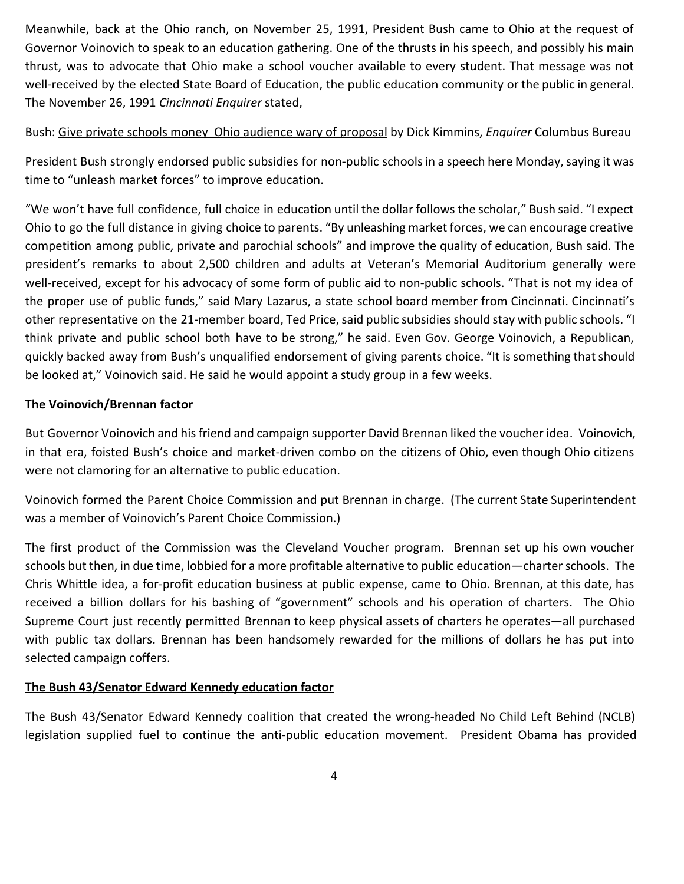Meanwhile, back at the Ohio ranch, on November 25, 1991, President Bush came to Ohio at the request of Governor Voinovich to speak to an education gathering. One of the thrusts in his speech, and possibly his main thrust, was to advocate that Ohio make a school voucher available to every student. That message was not well-received by the elected State Board of Education, the public education community or the public in general. The November 26, 1991 *Cincinnati Enquirer* stated,

Bush: Give private schools money  Ohio audience wary of proposal by Dick Kimmins, *Enquirer* Columbus Bureau

President Bush strongly endorsed public subsidies for non-public schools in a speech here Monday, saying it was time to "unleash market forces" to improve education.

"We won't have full confidence, full choice in education until the dollar follows the scholar," Bush said. "I expect Ohio to go the full distance in giving choice to parents. "By unleashing market forces, we can encourage creative competition among public, private and parochial schools" and improve the quality of education, Bush said. The president's remarks to about 2,500 children and adults at Veteran's Memorial Auditorium generally were well-received, except for his advocacy of some form of public aid to non-public schools. "That is not my idea of the proper use of public funds," said Mary Lazarus, a state school board member from Cincinnati. Cincinnati's other representative on the 21-member board, Ted Price, said public subsidies should stay with public schools. "I think private and public school both have to be strong," he said. Even Gov. George Voinovich, a Republican, quickly backed away from Bush's unqualified endorsement of giving parents choice. "It is something that should be looked at," Voinovich said. He said he would appoint a study group in a few weeks.

**The Voinovich/Brennan factor**

But Governor Voinovich and his friend and campaign supporter David Brennan liked the voucher idea. Voinovich, in that era, foisted Bush's choice and market-driven combo on the citizens of Ohio, even though Ohio citizens were not clamoring for an alternative to public education.

Voinovich formed the Parent Choice Commission and put Brennan in charge. (The current State Superintendent was a member of Voinovich's Parent Choice Commission.)

The first product of the Commission was the Cleveland Voucher program. Brennan set up his own voucher schools but then, in due time, lobbied for a more profitable alternative to public education—charter schools. The Chris Whittle idea, a for-profit education business at public expense, came to Ohio. Brennan, at this date, has received a billion dollars for his bashing of "government" schools and his operation of charters. The Ohio Supreme Court just recently permitted Brennan to keep physical assets of charters he operates—all purchased with public tax dollars. Brennan has been handsomely rewarded for the millions of dollars he has put into selected campaign coffers.

**The Bush 43/Senator Edward Kennedy education factor**

The Bush 43/Senator Edward Kennedy coalition that created the wrong-headed No Child Left Behind (NCLB) legislation supplied fuel to continue the anti-public education movement. President Obama has provided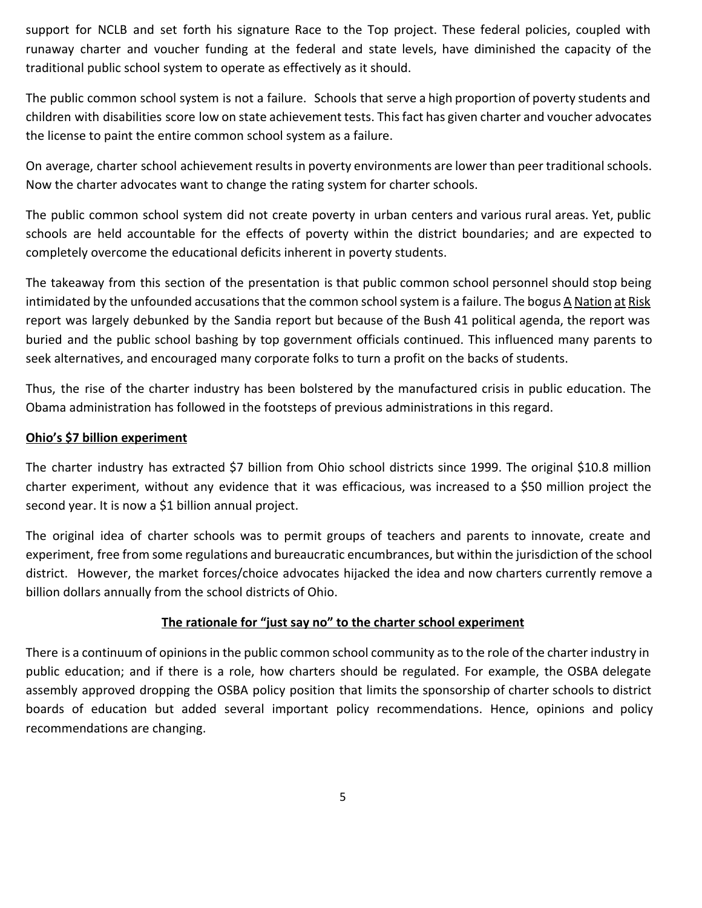support for NCLB and set forth his signature Race to the Top project. These federal policies, coupled with runaway charter and voucher funding at the federal and state levels, have diminished the capacity of the traditional public school system to operate as effectively as it should.

The public common school system is not a failure. Schools that serve a high proportion of poverty students and children with disabilities score low on state achievement tests. This fact has given charter and voucher advocates the license to paint the entire common school system as a failure.

On average, charter school achievement results in poverty environments are lower than peer traditional schools. Now the charter advocates want to change the rating system for charter schools.

The public common school system did not create poverty in urban centers and various rural areas. Yet, public schools are held accountable for the effects of poverty within the district boundaries; and are expected to completely overcome the educational deficits inherent in poverty students.

The takeaway from this section of the presentation is that public common school personnel should stop being intimidated by the unfounded accusations that the common school system is a failure. The bogus A Nation at Risk report was largely debunked by the Sandia report but because of the Bush 41 political agenda, the report was buried and the public school bashing by top government officials continued. This influenced many parents to seek alternatives, and encouraged many corporate folks to turn a profit on the backs of students.

Thus, the rise of the charter industry has been bolstered by the manufactured crisis in public education. The Obama administration has followed in the footsteps of previous administrations in this regard.

**Ohio's $7 billion experiment**

The charter industry has extracted $7 billion from Ohio school districts since 1999. The original $10.8 million charter experiment, without any evidence that it was efficacious, was increased to a $50 million project the second year. It is now a $1 billion annual project.

The original idea of charter schools was to permit groups of teachers and parents to innovate, create and experiment, free from some regulations and bureaucratic encumbrances, but within the jurisdiction of the school district. However, the market forces/choice advocates hijacked the idea and now charters currently remove a billion dollars annually from the school districts of Ohio.

**The rationale for "just say no" to the charter school experiment**

There is a continuum of opinions in the public common school community as to the role of the charter industry in public education; and if there is a role, how charters should be regulated. For example, the OSBA delegate assembly approved dropping the OSBA policy position that limits the sponsorship of charter schools to district boards of education but added several important policy recommendations. Hence, opinions and policy recommendations are changing.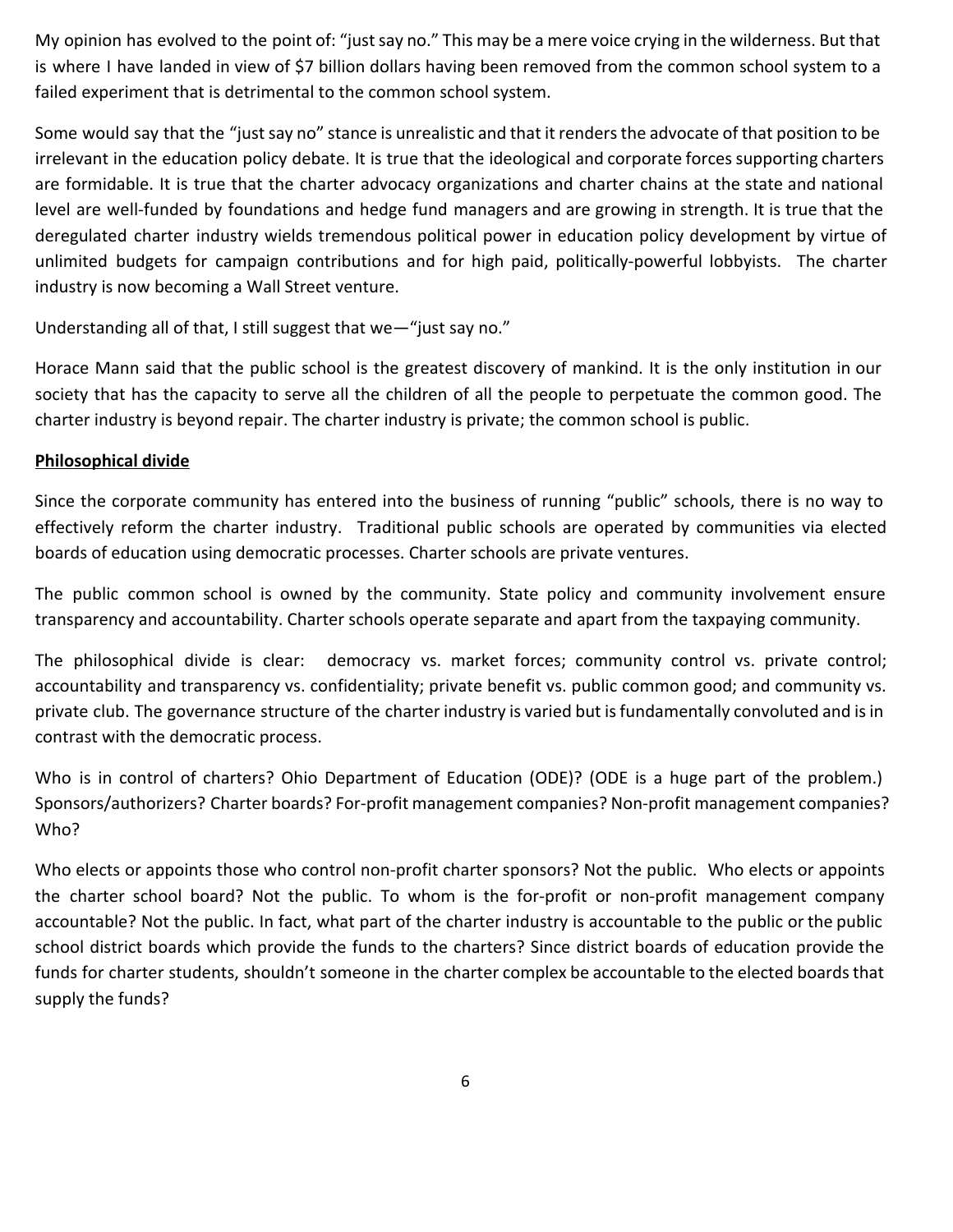My opinion has evolved to the point of: "just say no." This may be a mere voice crying in the wilderness. But that is where I have landed in view of $7 billion dollars having been removed from the common school system to a failed experiment that is detrimental to the common school system.

Some would say that the "just say no" stance is unrealistic and that it renders the advocate of that position to be irrelevant in the education policy debate. It is true that the ideological and corporate forces supporting charters are formidable. It is true that the charter advocacy organizations and charter chains at the state and national level are well-funded by foundations and hedge fund managers and are growing in strength. It is true that the deregulated charter industry wields tremendous political power in education policy development by virtue of unlimited budgets for campaign contributions and for high paid, politically-powerful lobbyists. The charter industry is now becoming a Wall Street venture.

Understanding all of that, I still suggest that we—"just say no."

Horace Mann said that the public school is the greatest discovery of mankind. It is the only institution in our society that has the capacity to serve all the children of all the people to perpetuate the common good. The charter industry is beyond repair. The charter industry is private; the common school is public.

**Philosophical divide**

Since the corporate community has entered into the business of running "public" schools, there is no way to effectively reform the charter industry. Traditional public schools are operated by communities via elected boards of education using democratic processes. Charter schools are private ventures.

The public common school is owned by the community. State policy and community involvement ensure transparency and accountability. Charter schools operate separate and apart from the taxpaying community.

The philosophical divide is clear: democracy vs. market forces; community control vs. private control; accountability and transparency vs. confidentiality; private benefit vs. public common good; and community vs. private club. The governance structure of the charter industry is varied but is fundamentally convoluted and is in contrast with the democratic process.

Who is in control of charters? Ohio Department of Education (ODE)? (ODE is a huge part of the problem.) Sponsors/authorizers? Charter boards? For-profit management companies? Non-profit management companies? Who?

Who elects or appoints those who control non-profit charter sponsors? Not the public. Who elects or appoints the charter school board? Not the public. To whom is the for-profit or non-profit management company accountable? Not the public. In fact, what part of the charter industry is accountable to the public or the public school district boards which provide the funds to the charters? Since district boards of education provide the funds for charter students, shouldn't someone in the charter complex be accountable to the elected boards that supply the funds?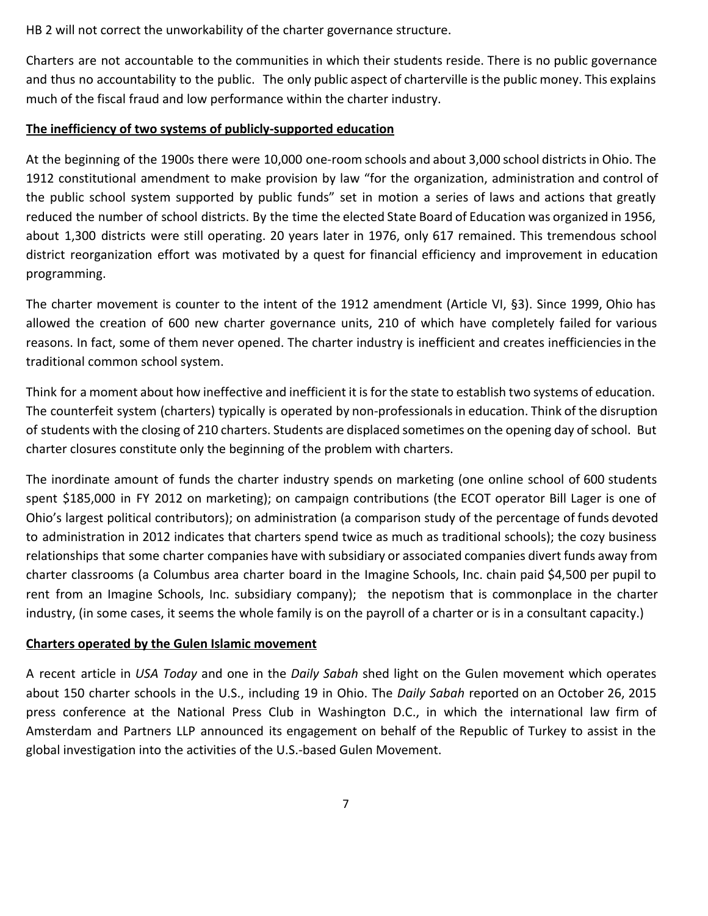HB 2 will not correct the unworkability of the charter governance structure.

Charters are not accountable to the communities in which their students reside. There is no public governance and thus no accountability to the public. The only public aspect of charterville is the public money. This explains much of the fiscal fraud and low performance within the charter industry.

**The inefficiency of two systems of publicly-supported education**

At the beginning of the 1900s there were 10,000 one-room schools and about 3,000 school districts in Ohio. The 1912 constitutional amendment to make provision by law "for the organization, administration and control of the public school system supported by public funds" set in motion a series of laws and actions that greatly reduced the number of school districts. By the time the elected State Board of Education was organized in 1956, about 1,300 districts were still operating. 20 years later in 1976, only 617 remained. This tremendous school district reorganization effort was motivated by a quest for financial efficiency and improvement in education programming.

The charter movement is counter to the intent of the 1912 amendment (Article VI, §3). Since 1999, Ohio has allowed the creation of 600 new charter governance units, 210 of which have completely failed for various reasons. In fact, some of them never opened. The charter industry is inefficient and creates inefficiencies in the traditional common school system.

Think for a moment about how ineffective and inefficient it is for the state to establish two systems of education. The counterfeit system (charters) typically is operated by non-professionals in education. Think of the disruption of students with the closing of 210 charters. Students are displaced sometimes on the opening day of school. But charter closures constitute only the beginning of the problem with charters.

The inordinate amount of funds the charter industry spends on marketing (one online school of 600 students spent $185,000 in FY 2012 on marketing); on campaign contributions (the ECOT operator Bill Lager is one of Ohio's largest political contributors); on administration (a comparison study of the percentage of funds devoted to administration in 2012 indicates that charters spend twice as much as traditional schools); the cozy business relationships that some charter companies have with subsidiary or associated companies divert funds away from charter classrooms (a Columbus area charter board in the Imagine Schools, Inc. chain paid $4,500 per pupil to rent from an Imagine Schools, Inc. subsidiary company); the nepotism that is commonplace in the charter industry, (in some cases, it seems the whole family is on the payroll of a charter or is in a consultant capacity.)

**Charters operated by the Gulen Islamic movement**

A recent article in *USA Today* and one in the *Daily Sabah* shed light on the Gulen movement which operates about 150 charter schools in the U.S., including 19 in Ohio. The *Daily Sabah* reported on an October 26, 2015 press conference at the National Press Club in Washington D.C., in which the international law firm of Amsterdam and Partners LLP announced its engagement on behalf of the Republic of Turkey to assist in the global investigation into the activities of the U.S.-based Gulen Movement.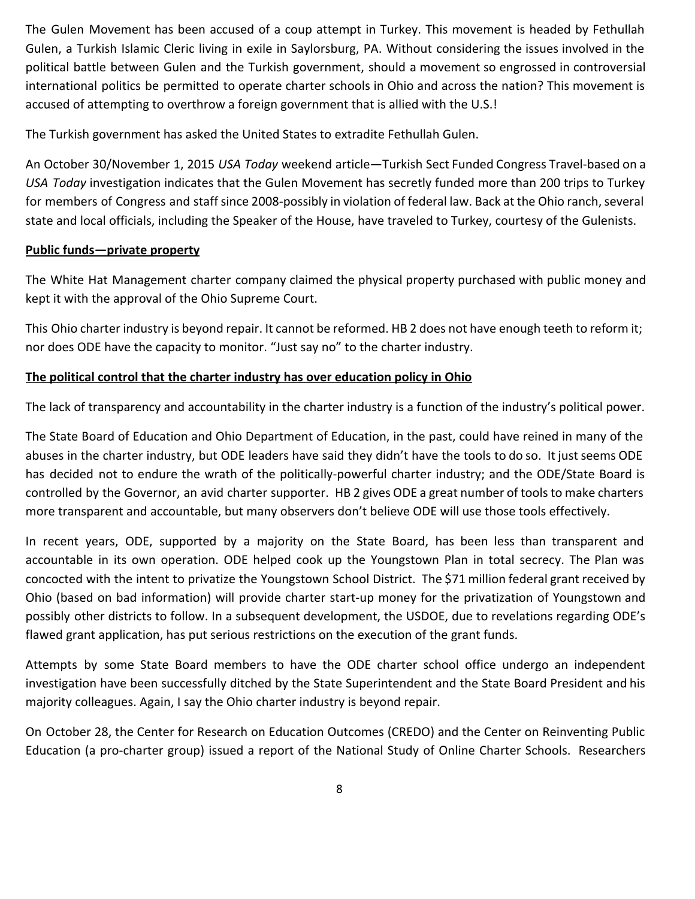The Gulen Movement has been accused of a coup attempt in Turkey. This movement is headed by Fethullah Gulen, a Turkish Islamic Cleric living in exile in Saylorsburg, PA. Without considering the issues involved in the political battle between Gulen and the Turkish government, should a movement so engrossed in controversial international politics be permitted to operate charter schools in Ohio and across the nation? This movement is accused of attempting to overthrow a foreign government that is allied with the U.S.!

The Turkish government has asked the United States to extradite Fethullah Gulen.

An October 30/November 1, 2015 *USA Today* weekend article—Turkish Sect Funded Congress Travel-based on a *USA Today* investigation indicates that the Gulen Movement has secretly funded more than 200 trips to Turkey for members of Congress and staff since 2008-possibly in violation of federal law. Back at the Ohio ranch, several state and local officials, including the Speaker of the House, have traveled to Turkey, courtesy of the Gulenists.

**Public funds—private property**

The White Hat Management charter company claimed the physical property purchased with public money and kept it with the approval of the Ohio Supreme Court.

This Ohio charter industry is beyond repair. It cannot be reformed. HB 2 does not have enough teeth to reform it; nor does ODE have the capacity to monitor. "Just say no" to the charter industry.

**The political control that the charter industry has over education policy in Ohio**

The lack of transparency and accountability in the charter industry is a function of the industry's political power.

The State Board of Education and Ohio Department of Education, in the past, could have reined in many of the abuses in the charter industry, but ODE leaders have said they didn't have the tools to do so. It just seems ODE has decided not to endure the wrath of the politically-powerful charter industry; and the ODE/State Board is controlled by the Governor, an avid charter supporter. HB 2 gives ODE a great number of tools to make charters more transparent and accountable, but many observers don't believe ODE will use those tools effectively.

In recent years, ODE, supported by a majority on the State Board, has been less than transparent and accountable in its own operation. ODE helped cook up the Youngstown Plan in total secrecy. The Plan was concocted with the intent to privatize the Youngstown School District. The $71 million federal grant received by Ohio (based on bad information) will provide charter start-up money for the privatization of Youngstown and possibly other districts to follow. In a subsequent development, the USDOE, due to revelations regarding ODE's flawed grant application, has put serious restrictions on the execution of the grant funds.

Attempts by some State Board members to have the ODE charter school office undergo an independent investigation have been successfully ditched by the State Superintendent and the State Board President and his majority colleagues. Again, I say the Ohio charter industry is beyond repair.

On October 28, the Center for Research on Education Outcomes (CREDO) and the Center on Reinventing Public Education (a pro-charter group) issued a report of the National Study of Online Charter Schools. Researchers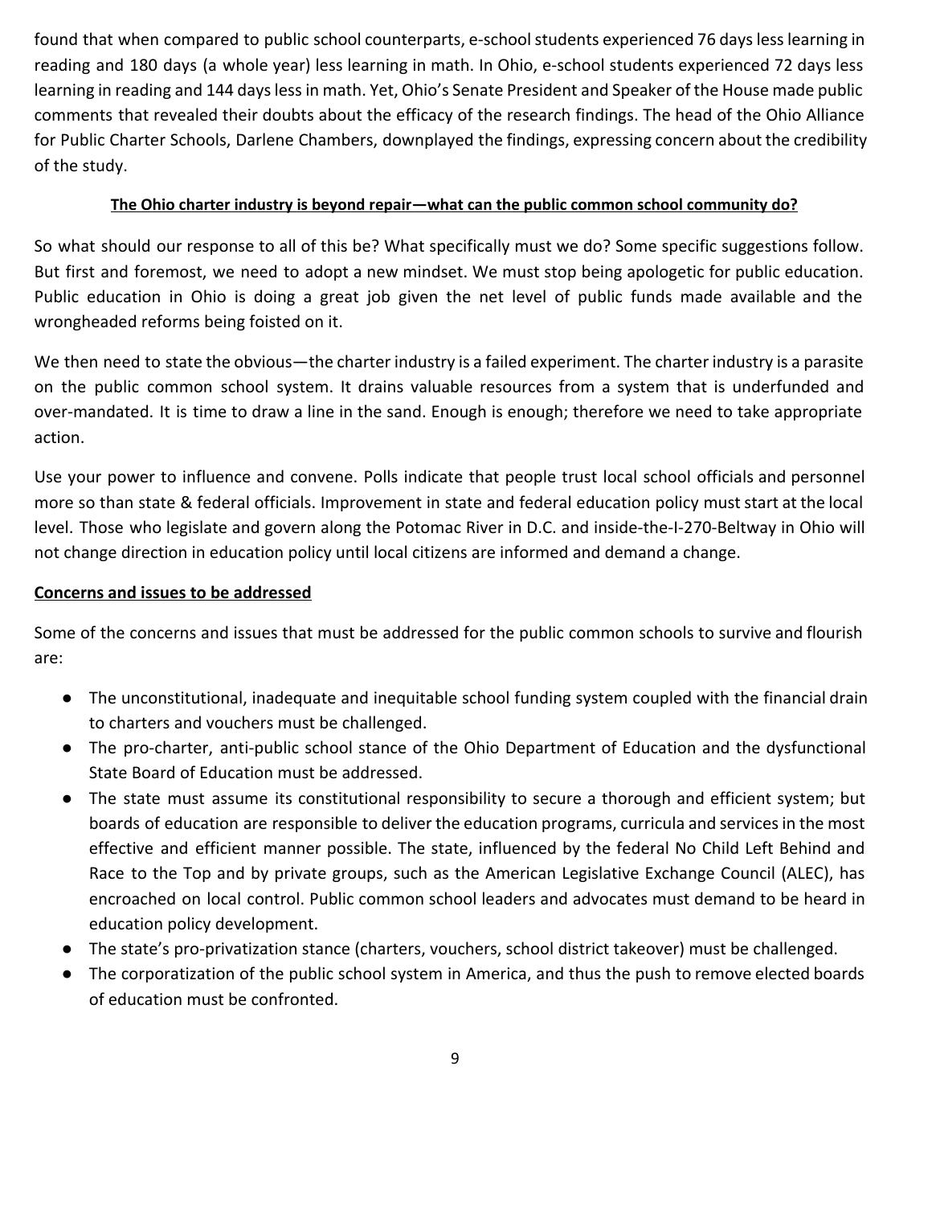found that when compared to public school counterparts, e-school students experienced 76 days less learning in reading and 180 days (a whole year) less learning in math. In Ohio, e-school students experienced 72 days less learning in reading and 144 days less in math. Yet, Ohio's Senate President and Speaker of the House made public comments that revealed their doubts about the efficacy of the research findings. The head of the Ohio Alliance for Public Charter Schools, Darlene Chambers, downplayed the findings, expressing concern about the credibility of the study.

**The Ohio charter industry is beyond repair—what can the public common school community do?**

So what should our response to all of this be? What specifically must we do? Some specific suggestions follow. But first and foremost, we need to adopt a new mindset. We must stop being apologetic for public education. Public education in Ohio is doing a great job given the net level of public funds made available and the wrongheaded reforms being foisted on it.

We then need to state the obvious—the charter industry is a failed experiment. The charter industry is a parasite on the public common school system. It drains valuable resources from a system that is underfunded and over-mandated. It is time to draw a line in the sand. Enough is enough; therefore we need to take appropriate action.

Use your power to influence and convene. Polls indicate that people trust local school officials and personnel more so than state & federal officials. Improvement in state and federal education policy must start at the local level. Those who legislate and govern along the Potomac River in D.C. and inside-the-I-270-Beltway in Ohio will not change direction in education policy until local citizens are informed and demand a change.

**Concerns and issues to be addressed**

Some of the concerns and issues that must be addressed for the public common schools to survive and flourish are:

- The unconstitutional, inadequate and inequitable school funding system coupled with the financial drain to charters and vouchers must be challenged.
- The pro-charter, anti-public school stance of the Ohio Department of Education and the dysfunctional State Board of Education must be addressed.
- The state must assume its constitutional responsibility to secure a thorough and efficient system; but boards of education are responsible to deliver the education programs, curricula and services in the most effective and efficient manner possible. The state, influenced by the federal No Child Left Behind and Race to the Top and by private groups, such as the American Legislative Exchange Council (ALEC), has encroached on local control. Public common school leaders and advocates must demand to be heard in education policy development.
- The state's pro-privatization stance (charters, vouchers, school district takeover) must be challenged.
- The corporatization of the public school system in America, and thus the push to remove elected boards of education must be confronted.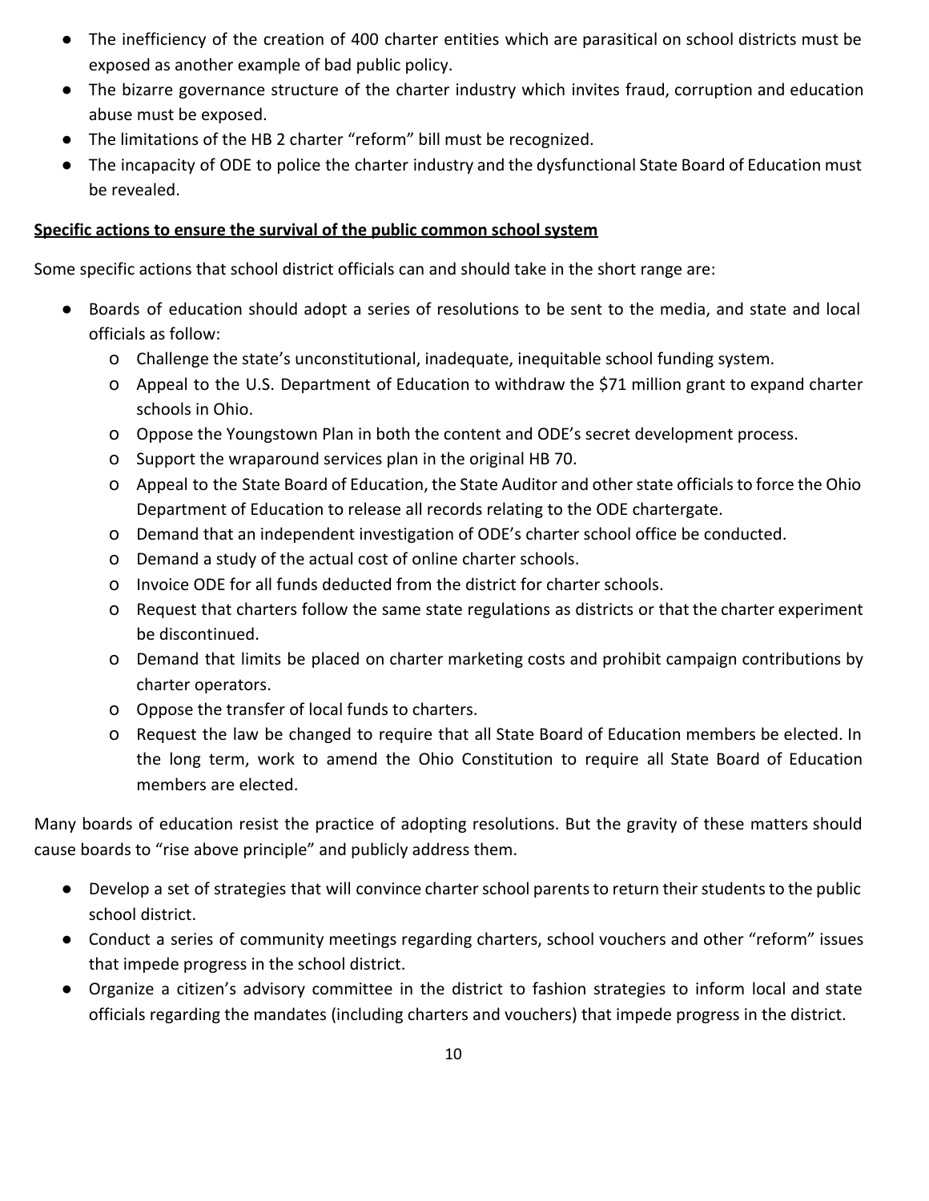- The inefficiency of the creation of 400 charter entities which are parasitical on school districts must be exposed as another example of bad public policy.
- The bizarre governance structure of the charter industry which invites fraud, corruption and education abuse must be exposed.
- The limitations of the HB 2 charter "reform" bill must be recognized.
- The incapacity of ODE to police the charter industry and the dysfunctional State Board of Education must be revealed.

**Specific actions to ensure the survival of the public common school system**

Some specific actions that school district officials can and should take in the short range are:

- Boards of education should adopt a series of resolutions to be sent to the media, and state and local officials as follow:
  - Challenge the state's unconstitutional, inadequate, inequitable school funding system.
  - Appeal to the U.S. Department of Education to withdraw the $71 million grant to expand charter schools in Ohio.
  - Oppose the Youngstown Plan in both the content and ODE's secret development process.
  - Support the wraparound services plan in the original HB 70.
  - Appeal to the State Board of Education, the State Auditor and other state officials to force the Ohio Department of Education to release all records relating to the ODE chartergate.
  - Demand that an independent investigation of ODE's charter school office be conducted.
  - Demand a study of the actual cost of online charter schools.
  - Invoice ODE for all funds deducted from the district for charter schools.
  - Request that charters follow the same state regulations as districts or that the charter experiment be discontinued.
  - Demand that limits be placed on charter marketing costs and prohibit campaign contributions by charter operators.
  - Oppose the transfer of local funds to charters.
  - Request the law be changed to require that all State Board of Education members be elected. In the long term, work to amend the Ohio Constitution to require all State Board of Education members are elected.

Many boards of education resist the practice of adopting resolutions. But the gravity of these matters should cause boards to "rise above principle" and publicly address them.

- Develop a set of strategies that will convince charter school parents to return their students to the public school district.
- Conduct a series of community meetings regarding charters, school vouchers and other "reform" issues that impede progress in the school district.
- Organize a citizen's advisory committee in the district to fashion strategies to inform local and state officials regarding the mandates (including charters and vouchers) that impede progress in the district.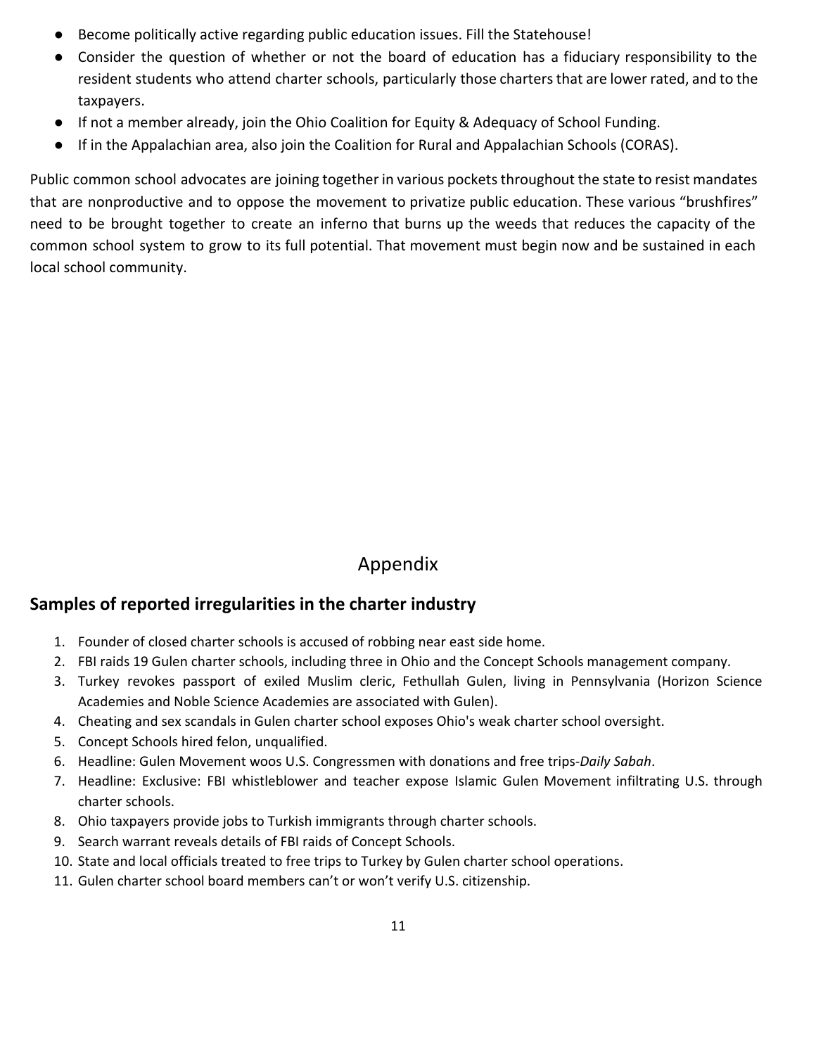- Become politically active regarding public education issues. Fill the Statehouse!
- Consider the question of whether or not the board of education has a fiduciary responsibility to the resident students who attend charter schools, particularly those charters that are lower rated, and to the taxpayers.
- If not a member already, join the Ohio Coalition for Equity & Adequacy of School Funding.
- If in the Appalachian area, also join the Coalition for Rural and Appalachian Schools (CORAS).

Public common school advocates are joining together in various pockets throughout the state to resist mandates that are nonproductive and to oppose the movement to privatize public education. These various "brushfires" need to be brought together to create an inferno that burns up the weeds that reduces the capacity of the common school system to grow to its full potential. That movement must begin now and be sustained in each local school community.

# Appendix

## Samples of reported irregularities in the charter industry

1. Founder of closed charter schools is accused of robbing near east side home.
2. FBI raids 19 Gulen charter schools, including three in Ohio and the Concept Schools management company.
3. Turkey revokes passport of exiled Muslim cleric, Fethullah Gulen, living in Pennsylvania (Horizon Science Academies and Noble Science Academies are associated with Gulen).
4. Cheating and sex scandals in Gulen charter school exposes Ohio's weak charter school oversight.
5. Concept Schools hired felon, unqualified.
6. Headline: Gulen Movement woos U.S. Congressmen with donations and free trips-*Daily Sabah*.
7. Headline: Exclusive: FBI whistleblower and teacher expose Islamic Gulen Movement infiltrating U.S. through charter schools.
8. Ohio taxpayers provide jobs to Turkish immigrants through charter schools.
9. Search warrant reveals details of FBI raids of Concept Schools.
10. State and local officials treated to free trips to Turkey by Gulen charter school operations.
11. Gulen charter school board members can't or won't verify U.S. citizenship.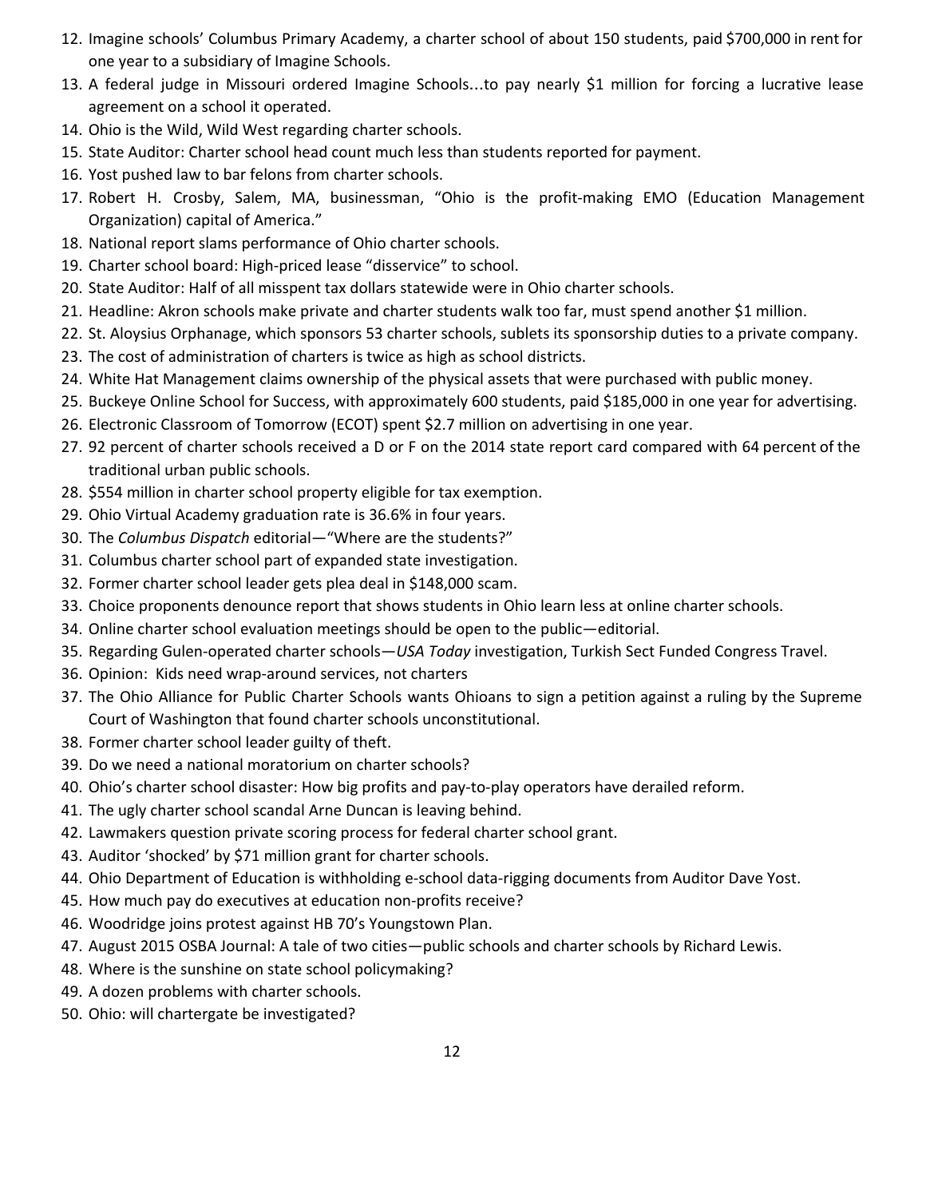12. Imagine schools' Columbus Primary Academy, a charter school of about 150 students, paid $700,000 in rent for one year to a subsidiary of Imagine Schools.
13. A federal judge in Missouri ordered Imagine Schools…to pay nearly $1 million for forcing a lucrative lease agreement on a school it operated.
14. Ohio is the Wild, Wild West regarding charter schools.
15. State Auditor: Charter school head count much less than students reported for payment.
16. Yost pushed law to bar felons from charter schools.
17. Robert H. Crosby, Salem, MA, businessman, "Ohio is the profit-making EMO (Education Management Organization) capital of America."
18. National report slams performance of Ohio charter schools.
19. Charter school board: High-priced lease "disservice" to school.
20. State Auditor: Half of all misspent tax dollars statewide were in Ohio charter schools.
21. Headline: Akron schools make private and charter students walk too far, must spend another $1 million.
22. St. Aloysius Orphanage, which sponsors 53 charter schools, sublets its sponsorship duties to a private company.
23. The cost of administration of charters is twice as high as school districts.
24. White Hat Management claims ownership of the physical assets that were purchased with public money.
25. Buckeye Online School for Success, with approximately 600 students, paid $185,000 in one year for advertising.
26. Electronic Classroom of Tomorrow (ECOT) spent $2.7 million on advertising in one year.
27. 92 percent of charter schools received a D or F on the 2014 state report card compared with 64 percent of the traditional urban public schools.
28. $554 million in charter school property eligible for tax exemption.
29. Ohio Virtual Academy graduation rate is 36.6% in four years.
30. The *Columbus Dispatch* editorial—"Where are the students?"
31. Columbus charter school part of expanded state investigation.
32. Former charter school leader gets plea deal in $148,000 scam.
33. Choice proponents denounce report that shows students in Ohio learn less at online charter schools.
34. Online charter school evaluation meetings should be open to the public—editorial.
35. Regarding Gulen-operated charter schools—*USA Today* investigation, Turkish Sect Funded Congress Travel.
36. Opinion: Kids need wrap-around services, not charters
37. The Ohio Alliance for Public Charter Schools wants Ohioans to sign a petition against a ruling by the Supreme Court of Washington that found charter schools unconstitutional.
38. Former charter school leader guilty of theft.
39. Do we need a national moratorium on charter schools?
40. Ohio's charter school disaster: How big profits and pay-to-play operators have derailed reform.
41. The ugly charter school scandal Arne Duncan is leaving behind.
42. Lawmakers question private scoring process for federal charter school grant.
43. Auditor 'shocked' by $71 million grant for charter schools.
44. Ohio Department of Education is withholding e-school data-rigging documents from Auditor Dave Yost.
45. How much pay do executives at education non-profits receive?
46. Woodridge joins protest against HB 70's Youngstown Plan.
47. August 2015 OSBA Journal: A tale of two cities—public schools and charter schools by Richard Lewis.
48. Where is the sunshine on state school policymaking?
49. A dozen problems with charter schools.
50. Ohio: will chartergate be investigated?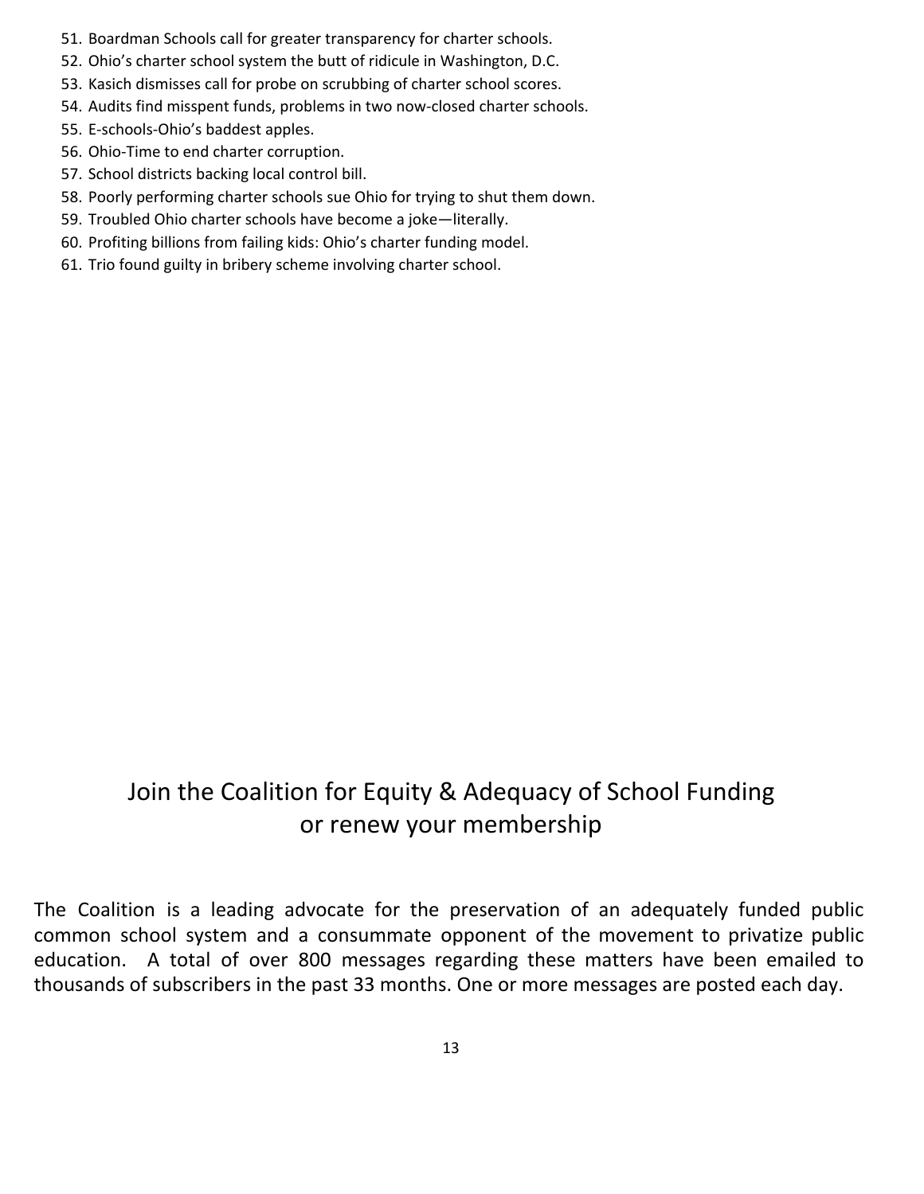51. Boardman Schools call for greater transparency for charter schools.
52. Ohio's charter school system the butt of ridicule in Washington, D.C.
53. Kasich dismisses call for probe on scrubbing of charter school scores.
54. Audits find misspent funds, problems in two now-closed charter schools.
55. E-schools-Ohio's baddest apples.
56. Ohio-Time to end charter corruption.
57. School districts backing local control bill.
58. Poorly performing charter schools sue Ohio for trying to shut them down.
59. Troubled Ohio charter schools have become a joke—literally.
60. Profiting billions from failing kids: Ohio's charter funding model.
61. Trio found guilty in bribery scheme involving charter school.

## Join the Coalition for Equity & Adequacy of School Funding or renew your membership

The Coalition is a leading advocate for the preservation of an adequately funded public common school system and a consummate opponent of the movement to privatize public education. A total of over 800 messages regarding these matters have been emailed to thousands of subscribers in the past 33 months. One or more messages are posted each day.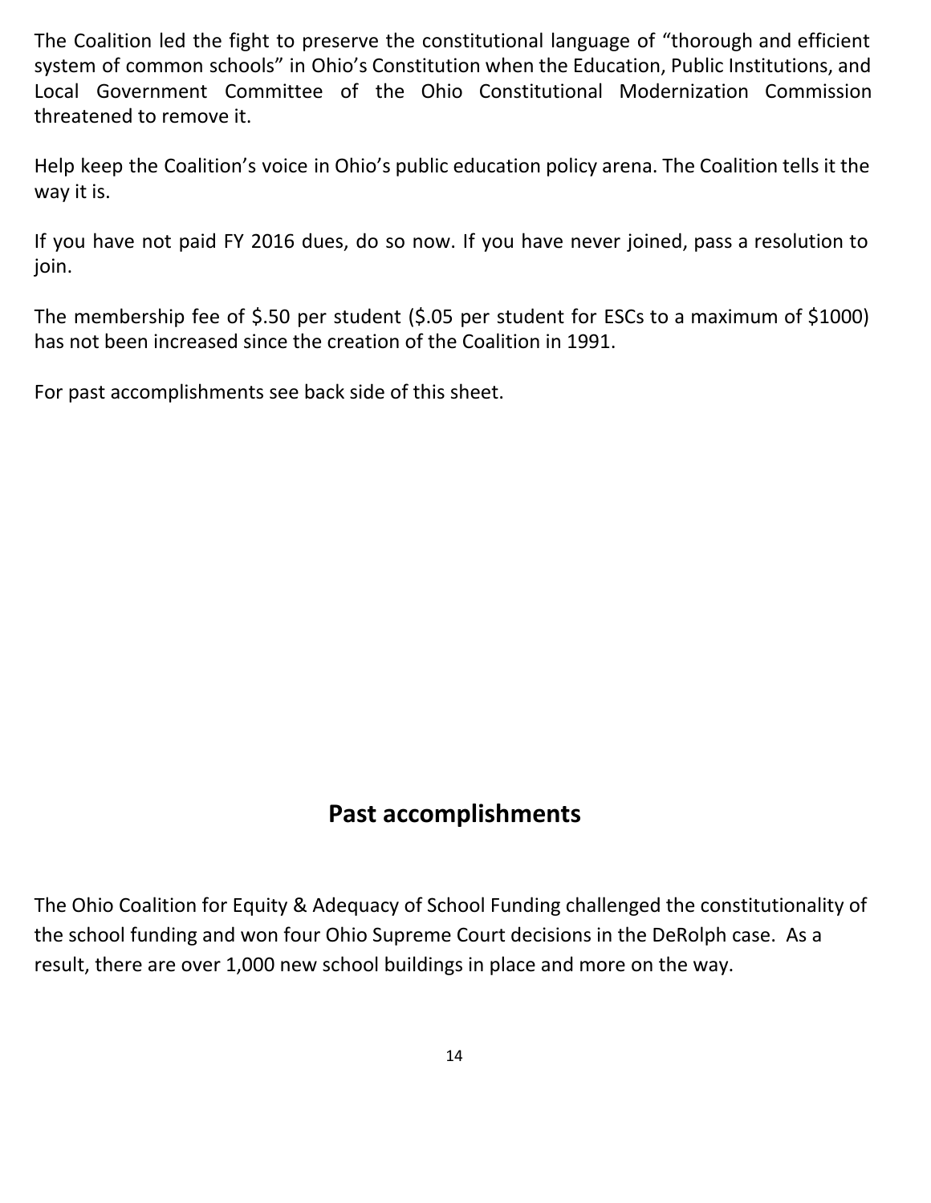The Coalition led the fight to preserve the constitutional language of "thorough and efficient system of common schools" in Ohio's Constitution when the Education, Public Institutions, and Local Government Committee of the Ohio Constitutional Modernization Commission threatened to remove it.

Help keep the Coalition's voice in Ohio's public education policy arena. The Coalition tells it the way it is.

If you have not paid FY 2016 dues, do so now. If you have never joined, pass a resolution to join.

The membership fee of $.50 per student ($.05 per student for ESCs to a maximum of $1000) has not been increased since the creation of the Coalition in 1991.

For past accomplishments see back side of this sheet.

## Past accomplishments

The Ohio Coalition for Equity & Adequacy of School Funding challenged the constitutionality of the school funding and won four Ohio Supreme Court decisions in the DeRolph case. As a result, there are over 1,000 new school buildings in place and more on the way.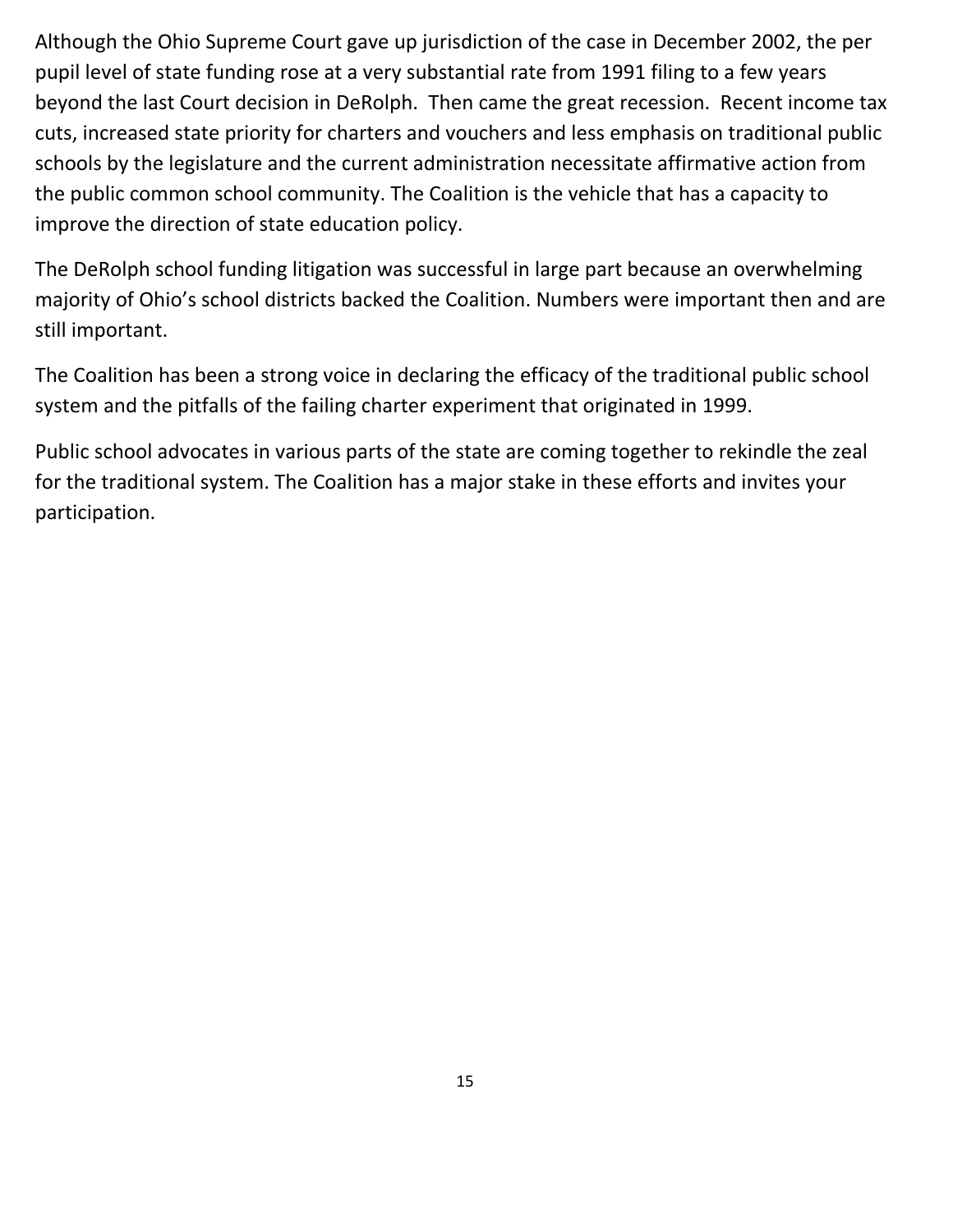Although the Ohio Supreme Court gave up jurisdiction of the case in December 2002, the per pupil level of state funding rose at a very substantial rate from 1991 filing to a few years beyond the last Court decision in DeRolph. Then came the great recession. Recent income tax cuts, increased state priority for charters and vouchers and less emphasis on traditional public schools by the legislature and the current administration necessitate affirmative action from the public common school community. The Coalition is the vehicle that has a capacity to improve the direction of state education policy.

The DeRolph school funding litigation was successful in large part because an overwhelming majority of Ohio's school districts backed the Coalition. Numbers were important then and are still important.

The Coalition has been a strong voice in declaring the efficacy of the traditional public school system and the pitfalls of the failing charter experiment that originated in 1999.

Public school advocates in various parts of the state are coming together to rekindle the zeal for the traditional system. The Coalition has a major stake in these efforts and invites your participation.